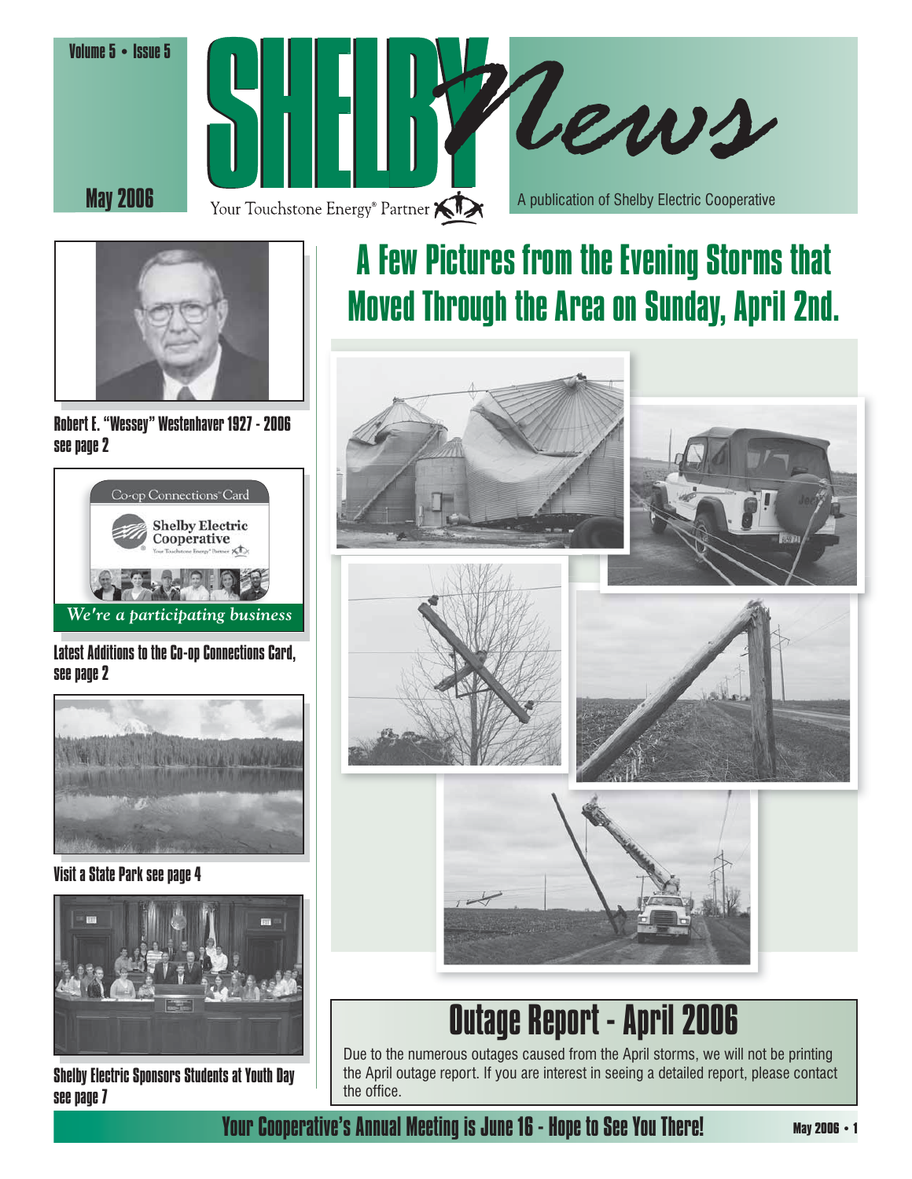# SHELBY News

Volume 5 • Issue 5

May 2006

Your Touchstone Energy® Partner

A publication of Shelby Electric Cooperative

Robert E. "Wessey" Westenhaver 1927 - 2006 see page 2

Co-op Connections® Card

Shelby Electric Cooperative

*We're a participating business*

Latest Additions to the Co-op Connections Card, see page 2

Visit a State Park see page 4

Shelby Electric Sponsors Students at Youth Day see page 7

## A Few Pictures from the Evening Storms that Moved Through the Area on Sunday, April 2nd.

## Outage Report - April 2006

Due to the numerous outages caused from the April storms, we will not be printing the April outage report. If you are interest in seeing a detailed report, please contact the office.

**Your Cooperative's Annual Meeting is June 16 - Hope to See You There!**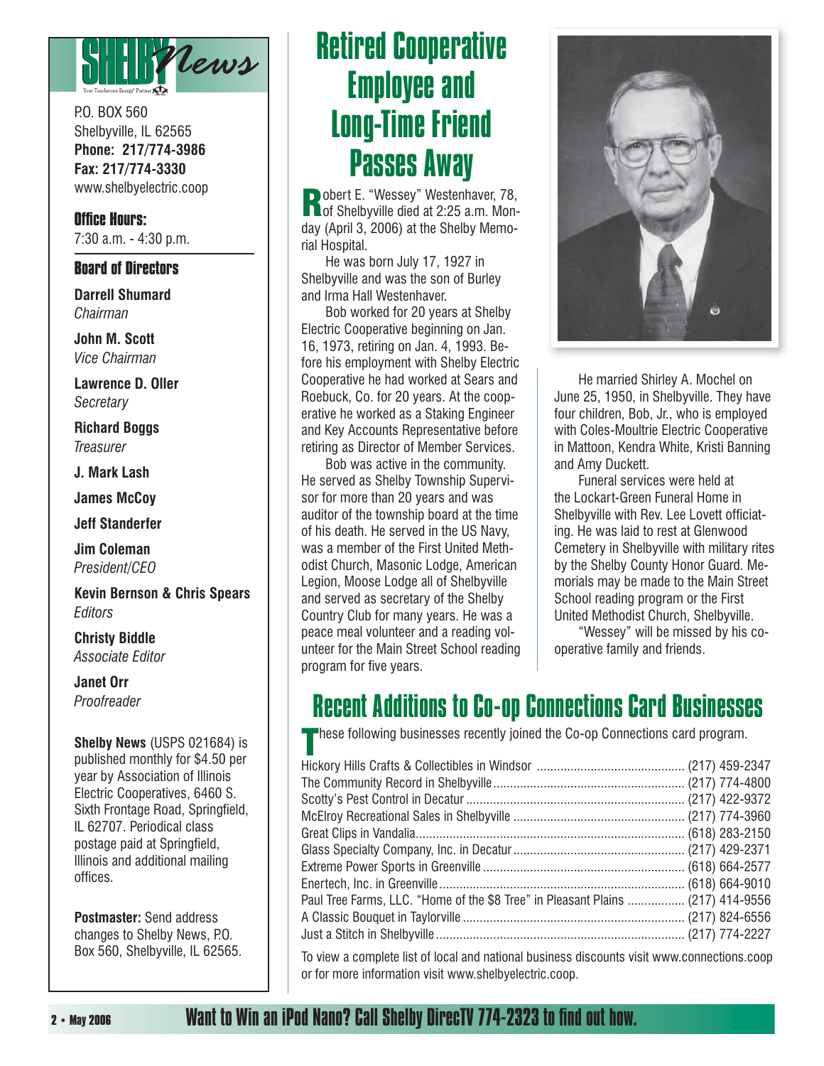# Shelby News

P.O. BOX 560
Shelbyville, IL 62565
**Phone: 217/774-3986**
**Fax: 217/774-3330**
www.shelbyelectric.coop

**Office Hours:**
7:30 a.m. - 4:30 p.m.

**Board of Directors**

**Darrell Shumard**
*Chairman*

**John M. Scott**
*Vice Chairman*

**Lawrence D. Oller**
*Secretary*

**Richard Boggs**
*Treasurer*

**J. Mark Lash**

**James McCoy**

**Jeff Standerfer**

**Jim Coleman**
*President/CEO*

**Kevin Bernson & Chris Spears**
*Editors*

**Christy Biddle**
*Associate Editor*

**Janet Orr**
*Proofreader*

**Shelby News** (USPS 021684) is published monthly for $4.50 per year by Association of Illinois Electric Cooperatives, 6460 S. Sixth Frontage Road, Springfield, IL 62707. Periodical class postage paid at Springfield, Illinois and additional mailing offices.

**Postmaster:** Send address changes to Shelby News, P.O. Box 560, Shelbyville, IL 62565.

# Retired Cooperative Employee and Long-Time Friend Passes Away

Robert E. "Wessey" Westenhaver, 78, of Shelbyville died at 2:25 a.m. Monday (April 3, 2006) at the Shelby Memorial Hospital.

He was born July 17, 1927 in Shelbyville and was the son of Burley and Irma Hall Westenhaver.

Bob worked for 20 years at Shelby Electric Cooperative beginning on Jan. 16, 1973, retiring on Jan. 4, 1993. Before his employment with Shelby Electric Cooperative he had worked at Sears and Roebuck, Co. for 20 years. At the cooperative he worked as a Staking Engineer and Key Accounts Representative before retiring as Director of Member Services.

Bob was active in the community. He served as Shelby Township Supervisor for more than 20 years and was auditor of the township board at the time of his death. He served in the US Navy, was a member of the First United Methodist Church, Masonic Lodge, American Legion, Moose Lodge all of Shelbyville and served as secretary of the Shelby Country Club for many years. He was a peace meal volunteer and a reading volunteer for the Main Street School reading program for five years.

He married Shirley A. Mochel on June 25, 1950, in Shelbyville. They have four children, Bob, Jr., who is employed with Coles-Moultrie Electric Cooperative in Mattoon, Kendra White, Kristi Banning and Amy Duckett.

Funeral services were held at the Lockart-Green Funeral Home in Shelbyville with Rev. Lee Lovett officiating. He was laid to rest at Glenwood Cemetery in Shelbyville with military rites by the Shelby County Honor Guard. Memorials may be made to the Main Street School reading program or the First United Methodist Church, Shelbyville.

"Wessey" will be missed by his cooperative family and friends.

# Recent Additions to Co-op Connections Card Businesses

These following businesses recently joined the Co-op Connections card program.

| Business | Phone |
|---|---|
| Hickory Hills Crafts & Collectibles in Windsor | (217) 459-2347 |
| The Community Record in Shelbyville | (217) 774-4800 |
| Scotty's Pest Control in Decatur | (217) 422-9372 |
| McElroy Recreational Sales in Shelbyville | (217) 774-3960 |
| Great Clips in Vandalia | (618) 283-2150 |
| Glass Specialty Company, Inc. in Decatur | (217) 429-2371 |
| Extreme Power Sports in Greenville | (618) 664-2577 |
| Enertech, Inc. in Greenville | (618) 664-9010 |
| Paul Tree Farms, LLC. "Home of the $8 Tree" in Pleasant Plains | (217) 414-9556 |
| A Classic Bouquet in Taylorville | (217) 824-6556 |
| Just a Stitch in Shelbyville | (217) 774-2227 |

To view a complete list of local and national business discounts visit www.connections.coop or for more information visit www.shelbyelectric.coop.

**Want to Win an iPod Nano? Call Shelby DirecTV 774-2323 to find out how.**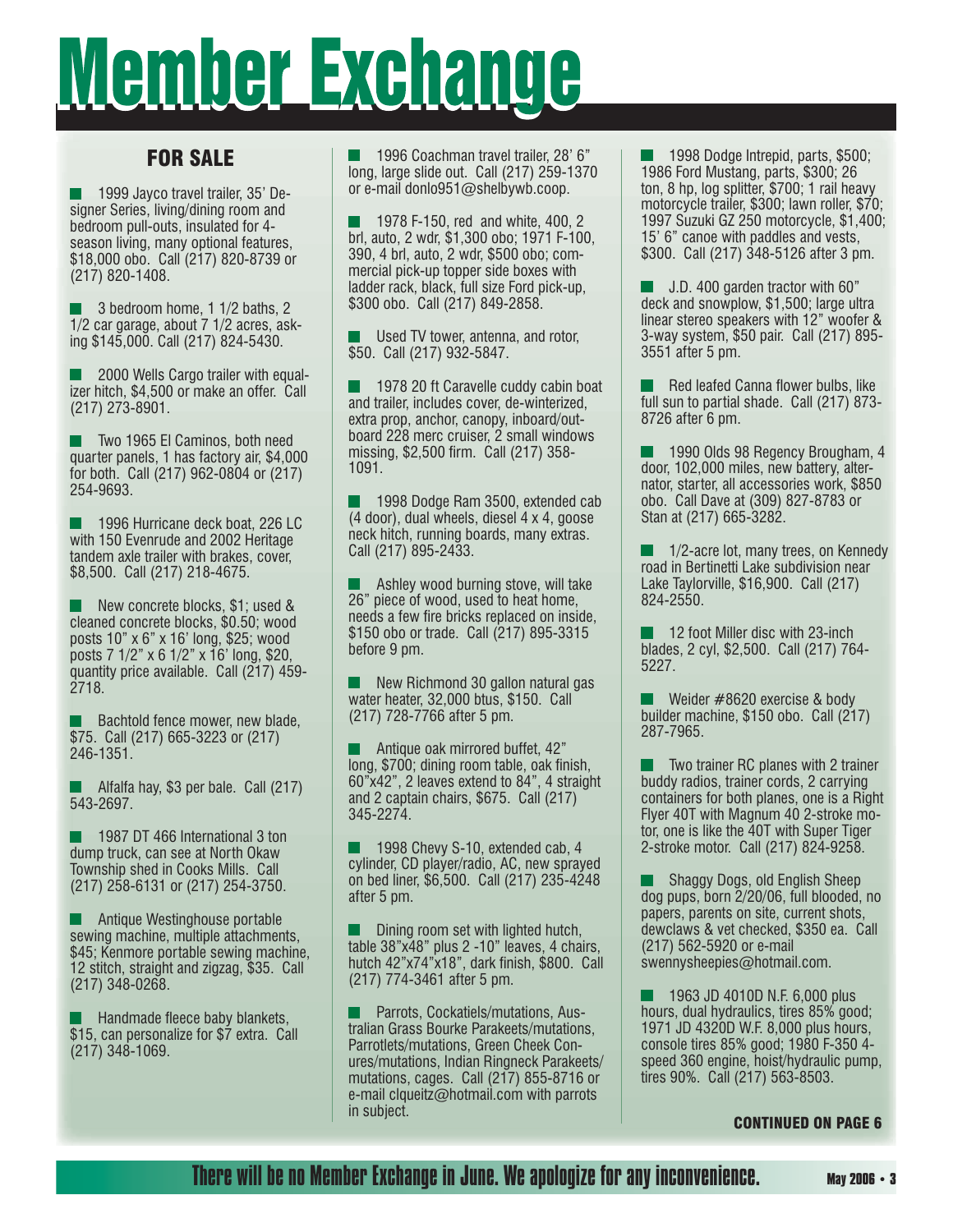# Member Exchange

## FOR SALE

- 1999 Jayco travel trailer, 35' Designer Series, living/dining room and bedroom pull-outs, insulated for 4-season living, many optional features, $18,000 obo. Call (217) 820-8739 or (217) 820-1408.

- 3 bedroom home, 1 1/2 baths, 2 1/2 car garage, about 7 1/2 acres, asking $145,000. Call (217) 824-5430.

- 2000 Wells Cargo trailer with equalizer hitch, $4,500 or make an offer. Call (217) 273-8901.

- Two 1965 El Caminos, both need quarter panels, 1 has factory air, $4,000 for both. Call (217) 962-0804 or (217) 254-9693.

- 1996 Hurricane deck boat, 226 LC with 150 Evenrude and 2002 Heritage tandem axle trailer with brakes, cover, $8,500. Call (217) 218-4675.

- New concrete blocks, $1; used & cleaned concrete blocks, $0.50; wood posts 10" x 6" x 16' long, $25; wood posts 7 1/2" x 6 1/2" x 16' long, $20, quantity price available. Call (217) 459-2718.

- Bachtold fence mower, new blade, $75. Call (217) 665-3223 or (217) 246-1351.

- Alfalfa hay, $3 per bale. Call (217) 543-2697.

- 1987 DT 466 International 3 ton dump truck, can see at North Okaw Township shed in Cooks Mills. Call (217) 258-6131 or (217) 254-3750.

- Antique Westinghouse portable sewing machine, multiple attachments, $45; Kenmore portable sewing machine, 12 stitch, straight and zigzag, $35. Call (217) 348-0268.

- Handmade fleece baby blankets, $15, can personalize for $7 extra. Call (217) 348-1069.

- 1996 Coachman travel trailer, 28' 6" long, large slide out. Call (217) 259-1370 or e-mail donlo951@shelbywb.coop.

- 1978 F-150, red and white, 400, 2 brl, auto, 2 wdr, $1,300 obo; 1971 F-100, 390, 4 brl, auto, 2 wdr, $500 obo; commercial pick-up topper side boxes with ladder rack, black, full size Ford pick-up, $300 obo. Call (217) 849-2858.

- Used TV tower, antenna, and rotor, $50. Call (217) 932-5847.

- 1978 20 ft Caravelle cuddy cabin boat and trailer, includes cover, de-winterized, extra prop, anchor, canopy, inboard/outboard 228 merc cruiser, 2 small windows missing, $2,500 firm. Call (217) 358-1091.

- 1998 Dodge Ram 3500, extended cab (4 door), dual wheels, diesel 4 x 4, goose neck hitch, running boards, many extras. Call (217) 895-2433.

- Ashley wood burning stove, will take 26" piece of wood, used to heat home, needs a few fire bricks replaced on inside, $150 obo or trade. Call (217) 895-3315 before 9 pm.

- New Richmond 30 gallon natural gas water heater, 32,000 btus, $150. Call (217) 728-7766 after 5 pm.

- Antique oak mirrored buffet, 42" long, $700; dining room table, oak finish, 60"x42", 2 leaves extend to 84", 4 straight and 2 captain chairs, $675. Call (217) 345-2274.

- 1998 Chevy S-10, extended cab, 4 cylinder, CD player/radio, AC, new sprayed on bed liner, $6,500. Call (217) 235-4248 after 5 pm.

- Dining room set with lighted hutch, table 38"x48" plus 2 -10" leaves, 4 chairs, hutch 42"x74"x18", dark finish, $800. Call (217) 774-3461 after 5 pm.

- Parrots, Cockatiels/mutations, Australian Grass Bourke Parakeets/mutations, Parrotlets/mutations, Green Cheek Conures/mutations, Indian Ringneck Parakeets/mutations, cages. Call (217) 855-8716 or e-mail clqueitz@hotmail.com with parrots in subject.

- 1998 Dodge Intrepid, parts, $500; 1986 Ford Mustang, parts, $300; 26 ton, 8 hp, log splitter, $700; 1 rail heavy motorcycle trailer, $300; lawn roller, $70; 1997 Suzuki GZ 250 motorcycle, $1,400; 15' 6" canoe with paddles and vests, $300. Call (217) 348-5126 after 3 pm.

- J.D. 400 garden tractor with 60" deck and snowplow, $1,500; large ultra linear stereo speakers with 12" woofer & 3-way system, $50 pair. Call (217) 895-3551 after 5 pm.

- Red leafed Canna flower bulbs, like full sun to partial shade. Call (217) 873-8726 after 6 pm.

- 1990 Olds 98 Regency Brougham, 4 door, 102,000 miles, new battery, alternator, starter, all accessories work, $850 obo. Call Dave at (309) 827-8783 or Stan at (217) 665-3282.

- 1/2-acre lot, many trees, on Kennedy road in Bertinetti Lake subdivision near Lake Taylorville, $16,900. Call (217) 824-2550.

- 12 foot Miller disc with 23-inch blades, 2 cyl, $2,500. Call (217) 764-5227.

- Weider #8620 exercise & body builder machine, $150 obo. Call (217) 287-7965.

- Two trainer RC planes with 2 trainer buddy radios, trainer cords, 2 carrying containers for both planes, one is a Right Flyer 40T with Magnum 40 2-stroke motor, one is like the 40T with Super Tiger 2-stroke motor. Call (217) 824-9258.

- Shaggy Dogs, old English Sheep dog pups, born 2/20/06, full blooded, no papers, parents on site, current shots, dewclaws & vet checked, $350 ea. Call (217) 562-5920 or e-mail swennysheepies@hotmail.com.

- 1963 JD 4010D N.F. 6,000 plus hours, dual hydraulics, tires 85% good; 1971 JD 4320D W.F. 8,000 plus hours, console tires 85% good; 1980 F-350 4-speed 360 engine, hoist/hydraulic pump, tires 90%. Call (217) 563-8503.

**CONTINUED ON PAGE 6**

**There will be no Member Exchange in June. We apologize for any inconvenience.**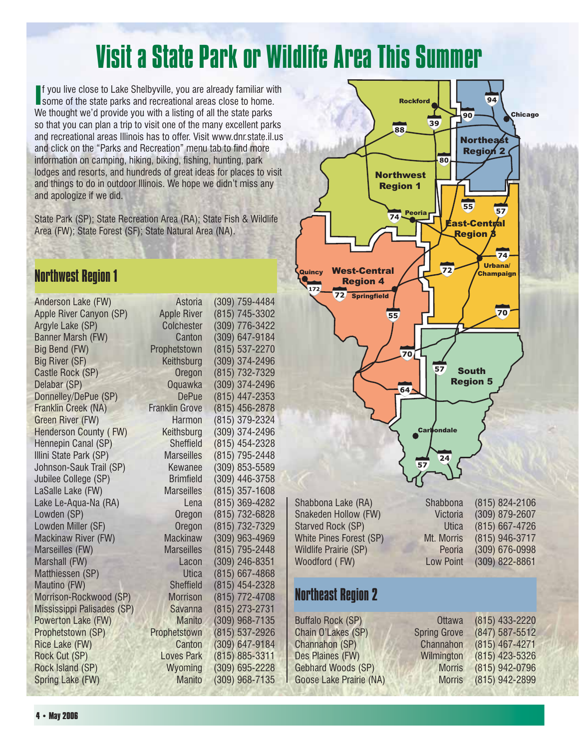# Visit a State Park or Wildlife Area This Summer

If you live close to Lake Shelbyville, you are already familiar with some of the state parks and recreational areas close to home. We thought we'd provide you with a listing of all the state parks so that you can plan a trip to visit one of the many excellent parks and recreational areas Illinois has to offer. Visit www.dnr.state.il.us and click on the "Parks and Recreation" menu tab to find more information on camping, hiking, biking, fishing, hunting, park lodges and resorts, and hundreds of great ideas for places to visit and things to do in outdoor Illinois. We hope we didn't miss any and apologize if we did.

State Park (SP); State Recreation Area (RA); State Fish & Wildlife Area (FW); State Forest (SF); State Natural Area (NA).

## Northwest Region 1

| Name | Location | Phone |
|---|---|---|
| Anderson Lake (FW) | Astoria | (309) 759-4484 |
| Apple River Canyon (SP) | Apple River | (815) 745-3302 |
| Argyle Lake (SP) | Colchester | (309) 776-3422 |
| Banner Marsh (FW) | Canton | (309) 647-9184 |
| Big Bend (FW) | Prophetstown | (815) 537-2270 |
| Big River (SF) | Keithsburg | (309) 374-2496 |
| Castle Rock (SP) | Oregon | (815) 732-7329 |
| Delabar (SP) | Oquawka | (309) 374-2496 |
| Donnelley/DePue (SP) | DePue | (815) 447-2353 |
| Franklin Creek (NA) | Franklin Grove | (815) 456-2878 |
| Green River (FW) | Harmon | (815) 379-2324 |
| Henderson County ( FW) | Keithsburg | (309) 374-2496 |
| Hennepin Canal (SP) | Sheffield | (815) 454-2328 |
| Illini State Park (SP) | Marseilles | (815) 795-2448 |
| Johnson-Sauk Trail (SP) | Kewanee | (309) 853-5589 |
| Jubilee College (SP) | Brimfield | (309) 446-3758 |
| LaSalle Lake (FW) | Marseilles | (815) 357-1608 |
| Lake Le-Aqua-Na (RA) | Lena | (815) 369-4282 |
| Lowden (SP) | Oregon | (815) 732-6828 |
| Lowden Miller (SF) | Oregon | (815) 732-7329 |
| Mackinaw River (FW) | Mackinaw | (309) 963-4969 |
| Marseilles (FW) | Marseilles | (815) 795-2448 |
| Marshall (FW) | Lacon | (309) 246-8351 |
| Matthiessen (SP) | Utica | (815) 667-4868 |
| Mautino (FW) | Sheffield | (815) 454-2328 |
| Morrison-Rockwood (SP) | Morrison | (815) 772-4708 |
| Mississippi Palisades (SP) | Savanna | (815) 273-2731 |
| Powerton Lake (FW) | Manito | (309) 968-7135 |
| Prophetstown (SP) | Prophetstown | (815) 537-2926 |
| Rice Lake (FW) | Canton | (309) 647-9184 |
| Rock Cut (SP) | Loves Park | (815) 885-3311 |
| Rock Island (SP) | Wyoming | (309) 695-2228 |
| Spring Lake (FW) | Manito | (309) 968-7135 |
| Shabbona Lake (RA) | Shabbona | (815) 824-2106 |
| Snakeden Hollow (FW) | Victoria | (309) 879-2607 |
| Starved Rock (SP) | Utica | (815) 667-4726 |
| White Pines Forest (SP) | Mt. Morris | (815) 946-3717 |
| Wildlife Prairie (SP) | Peoria | (309) 676-0998 |
| Woodford ( FW) | Low Point | (309) 822-8861 |

## Northeast Region 2

| Name | Location | Phone |
|---|---|---|
| Buffalo Rock (SP) | Ottawa | (815) 433-2220 |
| Chain O'Lakes (SP) | Spring Grove | (847) 587-5512 |
| Channahon (SP) | Channahon | (815) 467-4271 |
| Des Plaines (FW) | Wilmington | (815) 423-5326 |
| Gebhard Woods (SP) | Morris | (815) 942-0796 |
| Goose Lake Prairie (NA) | Morris | (815) 942-2899 |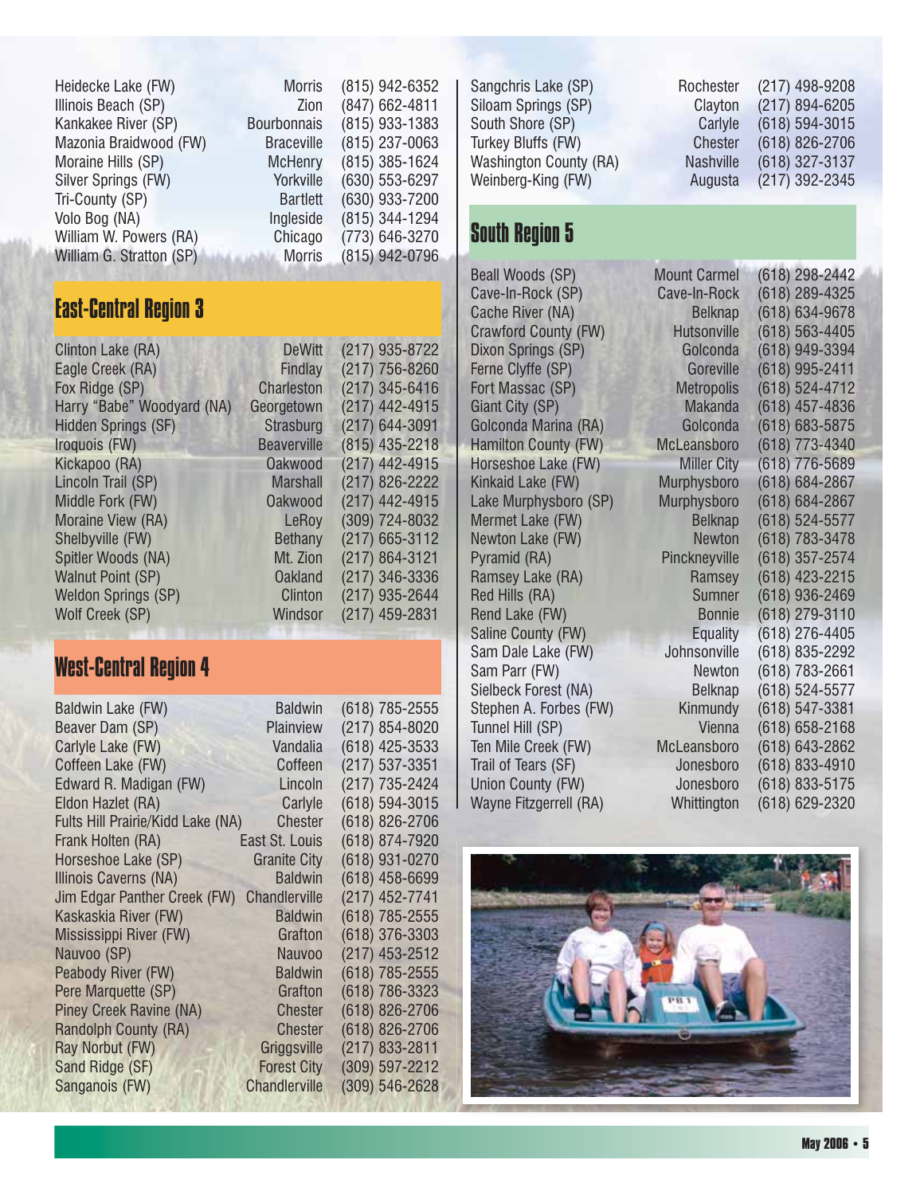| | | |
|---|---|---|
| Heidecke Lake (FW) | Morris | (815) 942-6352 |
| Illinois Beach (SP) | Zion | (847) 662-4811 |
| Kankakee River (SP) | Bourbonnais | (815) 933-1383 |
| Mazonia Braidwood (FW) | Braceville | (815) 237-0063 |
| Moraine Hills (SP) | McHenry | (815) 385-1624 |
| Silver Springs (FW) | Yorkville | (630) 553-6297 |
| Tri-County (SP) | Bartlett | (630) 933-7200 |
| Volo Bog (NA) | Ingleside | (815) 344-1294 |
| William W. Powers (RA) | Chicago | (773) 646-3270 |
| William G. Stratton (SP) | Morris | (815) 942-0796 |

## East-Central Region 3

| | | |
|---|---|---|
| Clinton Lake (RA) | DeWitt | (217) 935-8722 |
| Eagle Creek (RA) | Findlay | (217) 756-8260 |
| Fox Ridge (SP) | Charleston | (217) 345-6416 |
| Harry "Babe" Woodyard (NA) | Georgetown | (217) 442-4915 |
| Hidden Springs (SF) | Strasburg | (217) 644-3091 |
| Iroquois (FW) | Beaverville | (815) 435-2218 |
| Kickapoo (RA) | Oakwood | (217) 442-4915 |
| Lincoln Trail (SP) | Marshall | (217) 826-2222 |
| Middle Fork (FW) | Oakwood | (217) 442-4915 |
| Moraine View (RA) | LeRoy | (309) 724-8032 |
| Shelbyville (FW) | Bethany | (217) 665-3112 |
| Spitler Woods (NA) | Mt. Zion | (217) 864-3121 |
| Walnut Point (SP) | Oakland | (217) 346-3336 |
| Weldon Springs (SP) | Clinton | (217) 935-2644 |
| Wolf Creek (SP) | Windsor | (217) 459-2831 |

## West-Central Region 4

| | | |
|---|---|---|
| Baldwin Lake (FW) | Baldwin | (618) 785-2555 |
| Beaver Dam (SP) | Plainview | (217) 854-8020 |
| Carlyle Lake (FW) | Vandalia | (618) 425-3533 |
| Coffeen Lake (FW) | Coffeen | (217) 537-3351 |
| Edward R. Madigan (FW) | Lincoln | (217) 735-2424 |
| Eldon Hazlet (RA) | Carlyle | (618) 594-3015 |
| Fults Hill Prairie/Kidd Lake (NA) | Chester | (618) 826-2706 |
| Frank Holten (RA) | East St. Louis | (618) 874-7920 |
| Horseshoe Lake (SP) | Granite City | (618) 931-0270 |
| Illinois Caverns (NA) | Baldwin | (618) 458-6699 |
| Jim Edgar Panther Creek (FW) | Chandlerville | (217) 452-7741 |
| Kaskaskia River (FW) | Baldwin | (618) 785-2555 |
| Mississippi River (FW) | Grafton | (618) 376-3303 |
| Nauvoo (SP) | Nauvoo | (217) 453-2512 |
| Peabody River (FW) | Baldwin | (618) 785-2555 |
| Pere Marquette (SP) | Grafton | (618) 786-3323 |
| Piney Creek Ravine (NA) | Chester | (618) 826-2706 |
| Randolph County (RA) | Chester | (618) 826-2706 |
| Ray Norbut (FW) | Griggsville | (217) 833-2811 |
| Sand Ridge (SF) | Forest City | (309) 597-2212 |
| Sanganois (FW) | Chandlerville | (309) 546-2628 |
| Sangchris Lake (SP) | Rochester | (217) 498-9208 |
| Siloam Springs (SP) | Clayton | (217) 894-6205 |
| South Shore (SP) | Carlyle | (618) 594-3015 |
| Turkey Bluffs (FW) | Chester | (618) 826-2706 |
| Washington County (RA) | Nashville | (618) 327-3137 |
| Weinberg-King (FW) | Augusta | (217) 392-2345 |

## South Region 5

| | | |
|---|---|---|
| Beall Woods (SP) | Mount Carmel | (618) 298-2442 |
| Cave-In-Rock (SP) | Cave-In-Rock | (618) 289-4325 |
| Cache River (NA) | Belknap | (618) 634-9678 |
| Crawford County (FW) | Hutsonville | (618) 563-4405 |
| Dixon Springs (SP) | Golconda | (618) 949-3394 |
| Ferne Clyffe (SP) | Goreville | (618) 995-2411 |
| Fort Massac (SP) | Metropolis | (618) 524-4712 |
| Giant City (SP) | Makanda | (618) 457-4836 |
| Golconda Marina (RA) | Golconda | (618) 683-5875 |
| Hamilton County (FW) | McLeansboro | (618) 773-4340 |
| Horseshoe Lake (FW) | Miller City | (618) 776-5689 |
| Kinkaid Lake (FW) | Murphysboro | (618) 684-2867 |
| Lake Murphysboro (SP) | Murphysboro | (618) 684-2867 |
| Mermet Lake (FW) | Belknap | (618) 524-5577 |
| Newton Lake (FW) | Newton | (618) 783-3478 |
| Pyramid (RA) | Pinckneyville | (618) 357-2574 |
| Ramsey Lake (RA) | Ramsey | (618) 423-2215 |
| Red Hills (RA) | Sumner | (618) 936-2469 |
| Rend Lake (FW) | Bonnie | (618) 279-3110 |
| Saline County (FW) | Equality | (618) 276-4405 |
| Sam Dale Lake (FW) | Johnsonville | (618) 835-2292 |
| Sam Parr (FW) | Newton | (618) 783-2661 |
| Sielbeck Forest (NA) | Belknap | (618) 524-5577 |
| Stephen A. Forbes (FW) | Kinmundy | (618) 547-3381 |
| Tunnel Hill (SP) | Vienna | (618) 658-2168 |
| Ten Mile Creek (FW) | McLeansboro | (618) 643-2862 |
| Trail of Tears (SF) | Jonesboro | (618) 833-4910 |
| Union County (FW) | Jonesboro | (618) 833-5175 |
| Wayne Fitzgerrell (RA) | Whittington | (618) 629-2320 |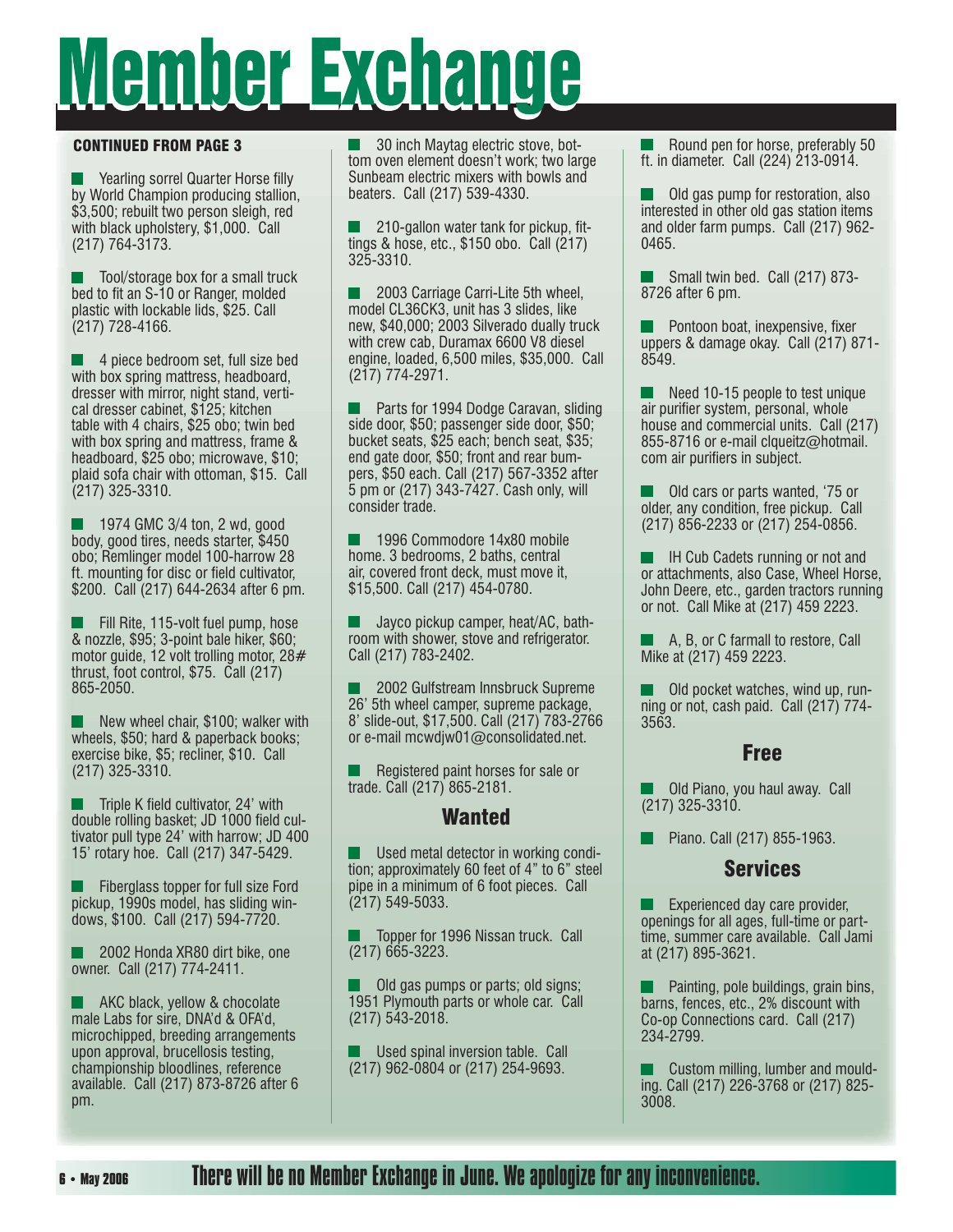# Member Exchange

**CONTINUED FROM PAGE 3**

- Yearling sorrel Quarter Horse filly by World Champion producing stallion, $3,500; rebuilt two person sleigh, red with black upholstery, $1,000. Call (217) 764-3173.

- Tool/storage box for a small truck bed to fit an S-10 or Ranger, molded plastic with lockable lids, $25. Call (217) 728-4166.

- 4 piece bedroom set, full size bed with box spring mattress, headboard, dresser with mirror, night stand, vertical dresser cabinet, $125; kitchen table with 4 chairs, $25 obo; twin bed with box spring and mattress, frame & headboard, $25 obo; microwave, $10; plaid sofa chair with ottoman, $15. Call (217) 325-3310.

- 1974 GMC 3/4 ton, 2 wd, good body, good tires, needs starter, $450 obo; Remlinger model 100-harrow 28 ft. mounting for disc or field cultivator, $200. Call (217) 644-2634 after 6 pm.

- Fill Rite, 115-volt fuel pump, hose & nozzle, $95; 3-point bale hiker, $60; motor guide, 12 volt trolling motor, 28# thrust, foot control, $75. Call (217) 865-2050.

- New wheel chair, $100; walker with wheels, $50; hard & paperback books; exercise bike, $5; recliner, $10. Call (217) 325-3310.

- Triple K field cultivator, 24' with double rolling basket; JD 1000 field cultivator pull type 24' with harrow; JD 400 15' rotary hoe. Call (217) 347-5429.

- Fiberglass topper for full size Ford pickup, 1990s model, has sliding windows, $100. Call (217) 594-7720.

- 2002 Honda XR80 dirt bike, one owner. Call (217) 774-2411.

- AKC black, yellow & chocolate male Labs for sire, DNA'd & OFA'd, microchipped, breeding arrangements upon approval, brucellosis testing, championship bloodlines, reference available. Call (217) 873-8726 after 6 pm.

- 30 inch Maytag electric stove, bottom oven element doesn't work; two large Sunbeam electric mixers with bowls and beaters. Call (217) 539-4330.

- 210-gallon water tank for pickup, fittings & hose, etc., $150 obo. Call (217) 325-3310.

- 2003 Carriage Carri-Lite 5th wheel, model CL36CK3, unit has 3 slides, like new, $40,000; 2003 Silverado dually truck with crew cab, Duramax 6600 V8 diesel engine, loaded, 6,500 miles, $35,000. Call (217) 774-2971.

- Parts for 1994 Dodge Caravan, sliding side door, $50; passenger side door, $50; bucket seats, $25 each; bench seat, $35; end gate door, $50; front and rear bumpers, $50 each. Call (217) 567-3352 after 5 pm or (217) 343-7427. Cash only, will consider trade.

- 1996 Commodore 14x80 mobile home. 3 bedrooms, 2 baths, central air, covered front deck, must move it, $15,500. Call (217) 454-0780.

- Jayco pickup camper, heat/AC, bathroom with shower, stove and refrigerator. Call (217) 783-2402.

- 2002 Gulfstream Innsbruck Supreme 26' 5th wheel camper, supreme package, 8' slide-out, $17,500. Call (217) 783-2766 or e-mail mcwdjw01@consolidated.net.

- Registered paint horses for sale or trade. Call (217) 865-2181.

## Wanted

- Used metal detector in working condition; approximately 60 feet of 4" to 6" steel pipe in a minimum of 6 foot pieces. Call (217) 549-5033.

- Topper for 1996 Nissan truck. Call (217) 665-3223.

- Old gas pumps or parts; old signs; 1951 Plymouth parts or whole car. Call (217) 543-2018.

- Used spinal inversion table. Call (217) 962-0804 or (217) 254-9693.

- Round pen for horse, preferably 50 ft. in diameter. Call (224) 213-0914.

- Old gas pump for restoration, also interested in other old gas station items and older farm pumps. Call (217) 962-0465.

- Small twin bed. Call (217) 873-8726 after 6 pm.

- Pontoon boat, inexpensive, fixer uppers & damage okay. Call (217) 871-8549.

- Need 10-15 people to test unique air purifier system, personal, whole house and commercial units. Call (217) 855-8716 or e-mail clqueitz@hotmail.com air purifiers in subject.

- Old cars or parts wanted, '75 or older, any condition, free pickup. Call (217) 856-2233 or (217) 254-0856.

- IH Cub Cadets running or not and or attachments, also Case, Wheel Horse, John Deere, etc., garden tractors running or not. Call Mike at (217) 459 2223.

- A, B, or C farmall to restore, Call Mike at (217) 459 2223.

- Old pocket watches, wind up, running or not, cash paid. Call (217) 774-3563.

## Free

- Old Piano, you haul away. Call (217) 325-3310.

- Piano. Call (217) 855-1963.

## Services

- Experienced day care provider, openings for all ages, full-time or part-time, summer care available. Call Jami at (217) 895-3621.

- Painting, pole buildings, grain bins, barns, fences, etc., 2% discount with Co-op Connections card. Call (217) 234-2799.

- Custom milling, lumber and moulding. Call (217) 226-3768 or (217) 825-3008.

**There will be no Member Exchange in June. We apologize for any inconvenience.**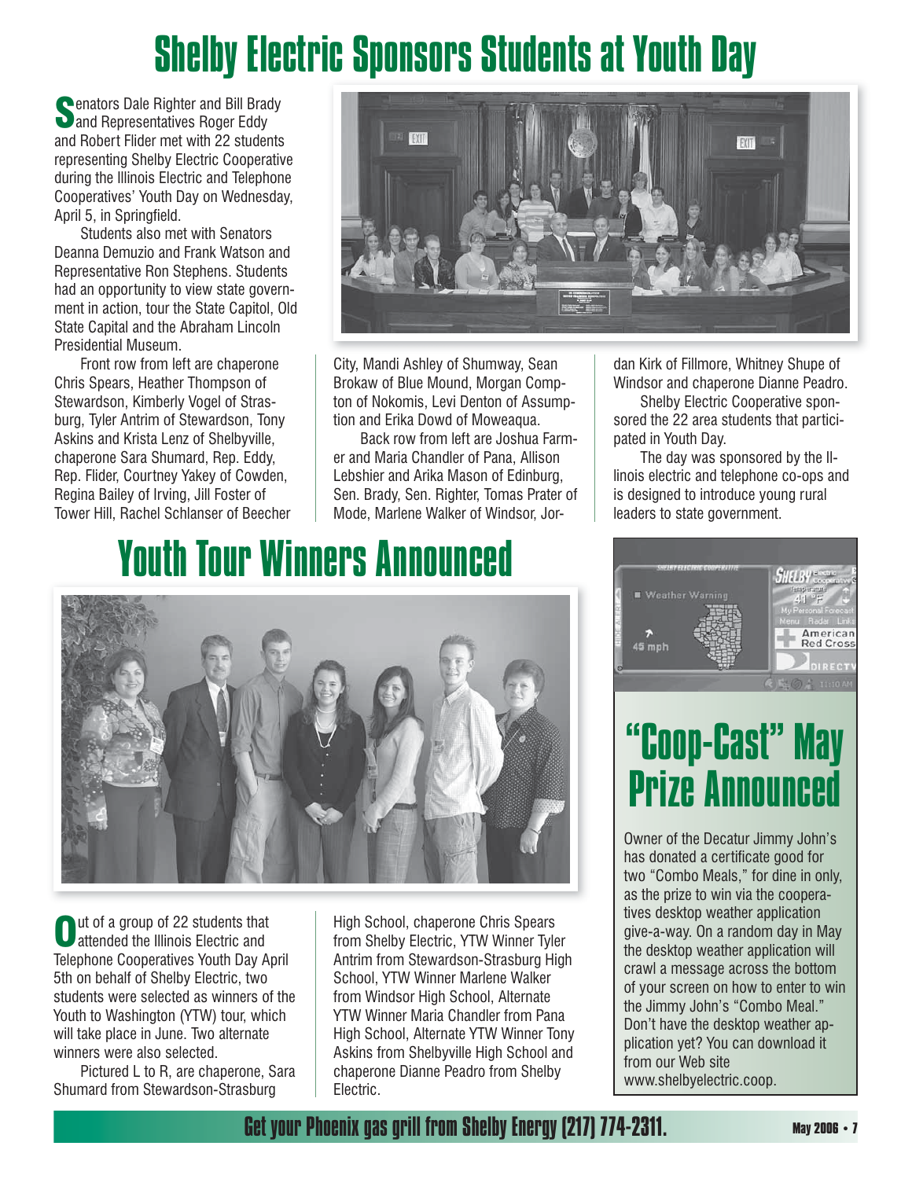# Shelby Electric Sponsors Students at Youth Day

Senators Dale Righter and Bill Brady and Representatives Roger Eddy and Robert Flider met with 22 students representing Shelby Electric Cooperative during the Illinois Electric and Telephone Cooperatives' Youth Day on Wednesday, April 5, in Springfield.

Students also met with Senators Deanna Demuzio and Frank Watson and Representative Ron Stephens. Students had an opportunity to view state government in action, tour the State Capitol, Old State Capital and the Abraham Lincoln Presidential Museum.

Front row from left are chaperone Chris Spears, Heather Thompson of Stewardson, Kimberly Vogel of Strasburg, Tyler Antrim of Stewardson, Tony Askins and Krista Lenz of Shelbyville, chaperone Sara Shumard, Rep. Eddy, Rep. Flider, Courtney Yakey of Cowden, Regina Bailey of Irving, Jill Foster of Tower Hill, Rachel Schlanser of Beecher City, Mandi Ashley of Shumway, Sean Brokaw of Blue Mound, Morgan Compton of Nokomis, Levi Denton of Assumption and Erika Dowd of Moweaqua.

Back row from left are Joshua Farmer and Maria Chandler of Pana, Allison Lebshier and Arika Mason of Edinburg, Sen. Brady, Sen. Righter, Tomas Prater of Mode, Marlene Walker of Windsor, Jordan Kirk of Fillmore, Whitney Shupe of Windsor and chaperone Dianne Peadro.

Shelby Electric Cooperative sponsored the 22 area students that participated in Youth Day.

The day was sponsored by the Illinois electric and telephone co-ops and is designed to introduce young rural leaders to state government.

# Youth Tour Winners Announced

Out of a group of 22 students that attended the Illinois Electric and Telephone Cooperatives Youth Day April 5th on behalf of Shelby Electric, two students were selected as winners of the Youth to Washington (YTW) tour, which will take place in June. Two alternate winners were also selected.

Pictured L to R, are chaperone, Sara Shumard from Stewardson-Strasburg High School, chaperone Chris Spears from Shelby Electric, YTW Winner Tyler Antrim from Stewardson-Strasburg High School, YTW Winner Marlene Walker from Windsor High School, Alternate YTW Winner Maria Chandler from Pana High School, Alternate YTW Winner Tony Askins from Shelbyville High School and chaperone Dianne Peadro from Shelby Electric.

# "Coop-Cast" May Prize Announced

Owner of the Decatur Jimmy John's has donated a certificate good for two "Combo Meals," for dine in only, as the prize to win via the cooperatives desktop weather application give-a-way. On a random day in May the desktop weather application will crawl a message across the bottom of your screen on how to enter to win the Jimmy John's "Combo Meal." Don't have the desktop weather application yet? You can download it from our Web site www.shelbyelectric.coop.

**Get your Phoenix gas grill from Shelby Energy (217) 774-2311.**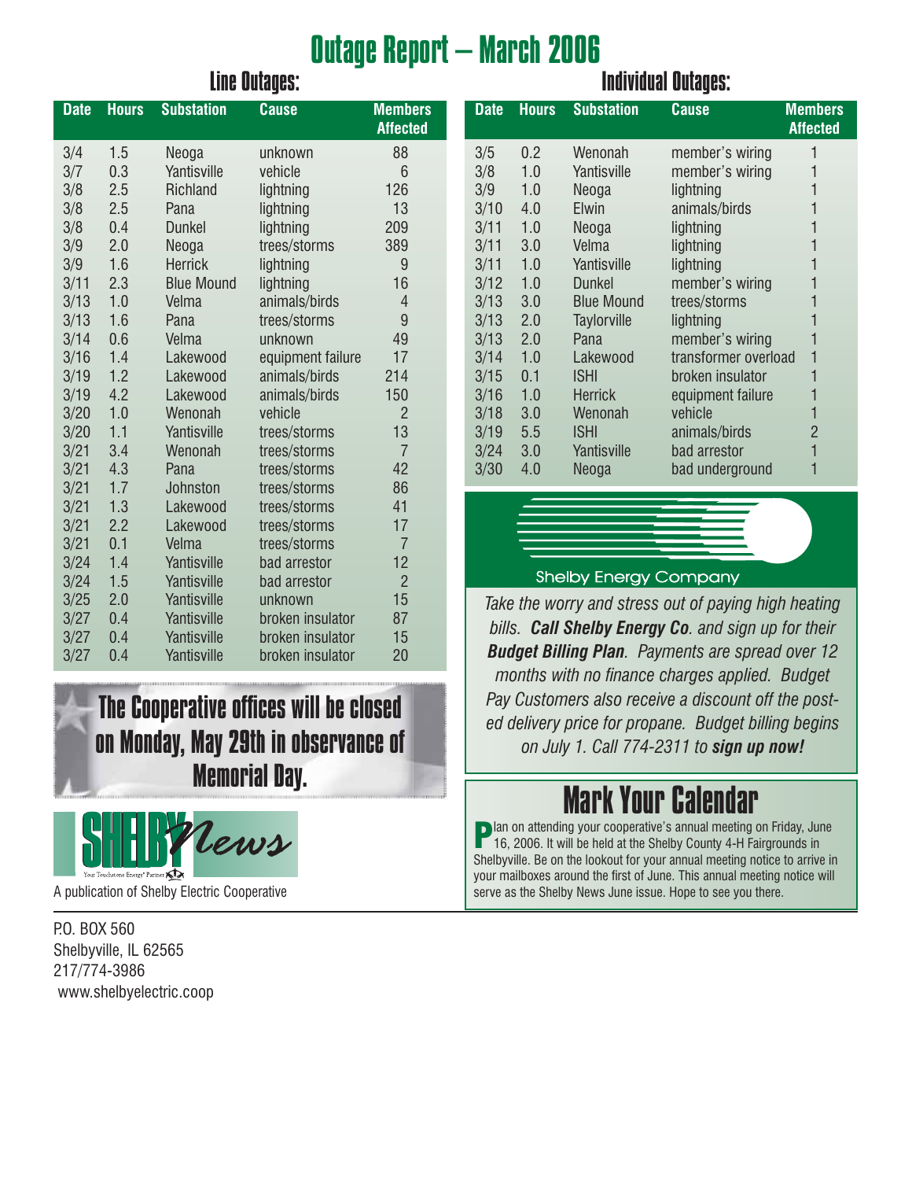# Outage Report – March 2006

## Line Outages:

| Date | Hours | Substation | Cause | Members Affected |
|---|---|---|---|---|
| 3/4 | 1.5 | Neoga | unknown | 88 |
| 3/7 | 0.3 | Yantisville | vehicle | 6 |
| 3/8 | 2.5 | Richland | lightning | 126 |
| 3/8 | 2.5 | Pana | lightning | 13 |
| 3/8 | 0.4 | Dunkel | lightning | 209 |
| 3/9 | 2.0 | Neoga | trees/storms | 389 |
| 3/9 | 1.6 | Herrick | lightning | 9 |
| 3/11 | 2.3 | Blue Mound | lightning | 16 |
| 3/13 | 1.0 | Velma | animals/birds | 4 |
| 3/13 | 1.6 | Pana | trees/storms | 9 |
| 3/14 | 0.6 | Velma | unknown | 49 |
| 3/16 | 1.4 | Lakewood | equipment failure | 17 |
| 3/19 | 1.2 | Lakewood | animals/birds | 214 |
| 3/19 | 4.2 | Lakewood | animals/birds | 150 |
| 3/20 | 1.0 | Wenonah | vehicle | 2 |
| 3/20 | 1.1 | Yantisville | trees/storms | 13 |
| 3/21 | 3.4 | Wenonah | trees/storms | 7 |
| 3/21 | 4.3 | Pana | trees/storms | 42 |
| 3/21 | 1.7 | Johnston | trees/storms | 86 |
| 3/21 | 1.3 | Lakewood | trees/storms | 41 |
| 3/21 | 2.2 | Lakewood | trees/storms | 17 |
| 3/21 | 0.1 | Velma | trees/storms | 7 |
| 3/24 | 1.4 | Yantisville | bad arrestor | 12 |
| 3/24 | 1.5 | Yantisville | bad arrestor | 2 |
| 3/25 | 2.0 | Yantisville | unknown | 15 |
| 3/27 | 0.4 | Yantisville | broken insulator | 87 |
| 3/27 | 0.4 | Yantisville | broken insulator | 15 |
| 3/27 | 0.4 | Yantisville | broken insulator | 20 |

## Individual Outages:

| Date | Hours | Substation | Cause | Members Affected |
|---|---|---|---|---|
| 3/5 | 0.2 | Wenonah | member's wiring | 1 |
| 3/8 | 1.0 | Yantisville | member's wiring | 1 |
| 3/9 | 1.0 | Neoga | lightning | 1 |
| 3/10 | 4.0 | Elwin | animals/birds | 1 |
| 3/11 | 1.0 | Neoga | lightning | 1 |
| 3/11 | 3.0 | Velma | lightning | 1 |
| 3/11 | 1.0 | Yantisville | lightning | 1 |
| 3/12 | 1.0 | Dunkel | member's wiring | 1 |
| 3/13 | 3.0 | Blue Mound | trees/storms | 1 |
| 3/13 | 2.0 | Taylorville | lightning | 1 |
| 3/13 | 2.0 | Pana | member's wiring | 1 |
| 3/14 | 1.0 | Lakewood | transformer overload | 1 |
| 3/15 | 0.1 | ISHI | broken insulator | 1 |
| 3/16 | 1.0 | Herrick | equipment failure | 1 |
| 3/18 | 3.0 | Wenonah | vehicle | 1 |
| 3/19 | 5.5 | ISHI | animals/birds | 2 |
| 3/24 | 3.0 | Yantisville | bad arrestor | 1 |
| 3/30 | 4.0 | Neoga | bad underground | 1 |

Shelby Energy Company

*Take the worry and stress out of paying high heating bills. **Call Shelby Energy Co**. and sign up for their **Budget Billing Plan**. Payments are spread over 12 months with no finance charges applied. Budget Pay Customers also receive a discount off the posted delivery price for propane. Budget billing begins on July 1. Call 774-2311 to **sign up now!***

**The Cooperative offices will be closed on Monday, May 29th in observance of Memorial Day.**

# Mark Your Calendar

Plan on attending your cooperative's annual meeting on Friday, June 16, 2006. It will be held at the Shelby County 4-H Fairgrounds in Shelbyville. Be on the lookout for your annual meeting notice to arrive in your mailboxes around the first of June. This annual meeting notice will serve as the Shelby News June issue. Hope to see you there.

SHELBY News

Your Touchstone Energy® Partner

A publication of Shelby Electric Cooperative

P.O. BOX 560
Shelbyville, IL 62565
217/774-3986
www.shelbyelectric.coop